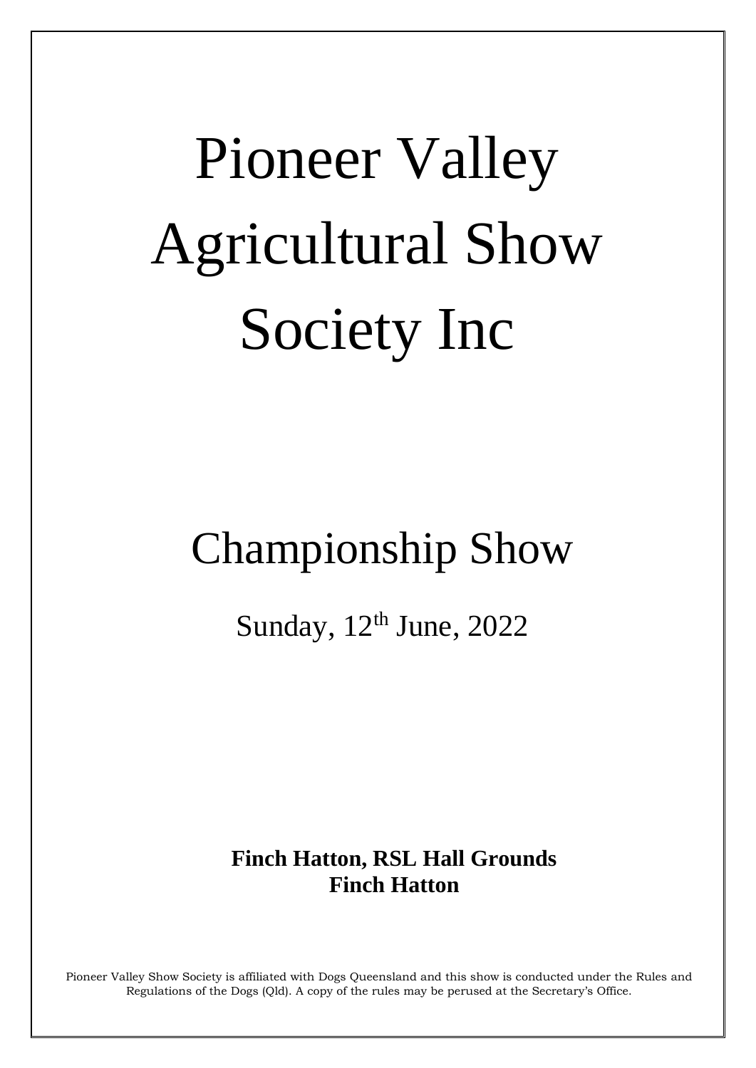# Pioneer Valley Agricultural Show Society Inc

## Championship Show

Sunday, 12th June, 2022

**Finch Hatton, RSL Hall Grounds**
**Finch Hatton**

Pioneer Valley Show Society is affiliated with Dogs Queensland and this show is conducted under the Rules and Regulations of the Dogs (Qld). A copy of the rules may be perused at the Secretary's Office.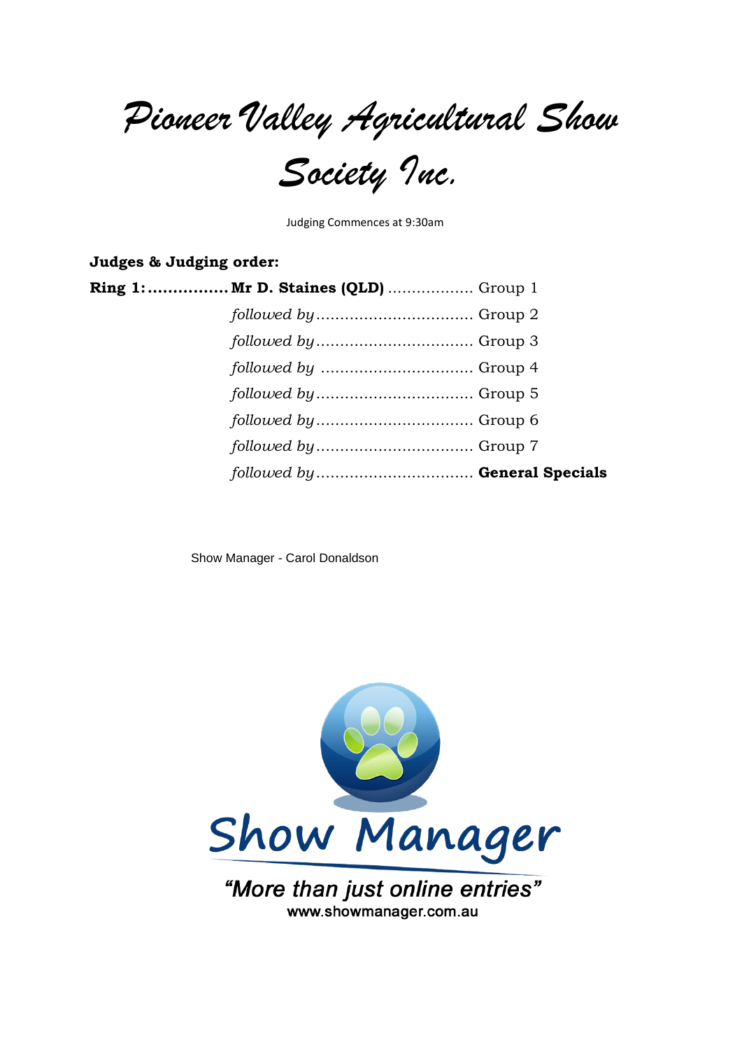# Pioneer Valley Agricultural Show Society Inc.

Judging Commences at 9:30am

**Judges & Judging order:**

**Ring 1:................ Mr D. Staines (QLD)** .................. Group 1

*followed by*................................ Group 2

*followed by*................................ Group 3

*followed by* ................................ Group 4

*followed by*................................ Group 5

*followed by*................................ Group 6

*followed by*................................ Group 7

*followed by*................................ **General Specials**

Show Manager - Carol Donaldson

Show Manager

*"More than just online entries"*

www.showmanager.com.au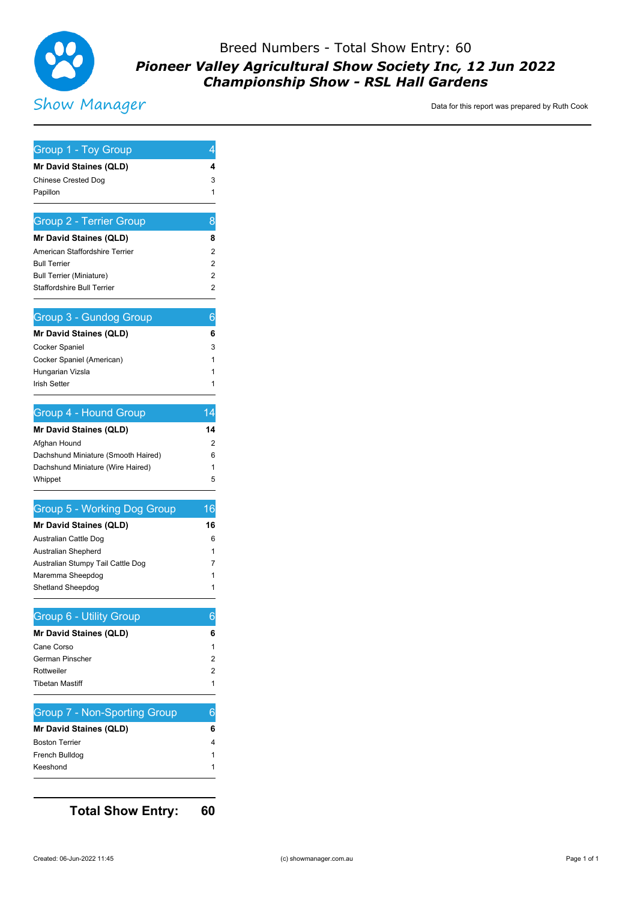# Breed Numbers - Total Show Entry: 60

## *Pioneer Valley Agricultural Show Society Inc, 12 Jun 2022*
## *Championship Show - RSL Hall Gardens*

Show Manager

Data for this report was prepared by Ruth Cook

| Group 1 - Toy Group | 4 |
|---|---|
| **Mr David Staines (QLD)** | **4** |
| Chinese Crested Dog | 3 |
| Papillon | 1 |

| Group 2 - Terrier Group | 8 |
|---|---|
| **Mr David Staines (QLD)** | **8** |
| American Staffordshire Terrier | 2 |
| Bull Terrier | 2 |
| Bull Terrier (Miniature) | 2 |
| Staffordshire Bull Terrier | 2 |

| Group 3 - Gundog Group | 6 |
|---|---|
| **Mr David Staines (QLD)** | **6** |
| Cocker Spaniel | 3 |
| Cocker Spaniel (American) | 1 |
| Hungarian Vizsla | 1 |
| Irish Setter | 1 |

| Group 4 - Hound Group | 14 |
|---|---|
| **Mr David Staines (QLD)** | **14** |
| Afghan Hound | 2 |
| Dachshund Miniature (Smooth Haired) | 6 |
| Dachshund Miniature (Wire Haired) | 1 |
| Whippet | 5 |

| Group 5 - Working Dog Group | 16 |
|---|---|
| **Mr David Staines (QLD)** | **16** |
| Australian Cattle Dog | 6 |
| Australian Shepherd | 1 |
| Australian Stumpy Tail Cattle Dog | 7 |
| Maremma Sheepdog | 1 |
| Shetland Sheepdog | 1 |

| Group 6 - Utility Group | 6 |
|---|---|
| **Mr David Staines (QLD)** | **6** |
| Cane Corso | 1 |
| German Pinscher | 2 |
| Rottweiler | 2 |
| Tibetan Mastiff | 1 |

| Group 7 - Non-Sporting Group | 6 |
|---|---|
| **Mr David Staines (QLD)** | **6** |
| Boston Terrier | 4 |
| French Bulldog | 1 |
| Keeshond | 1 |

**Total Show Entry: 60**

Created: 06-Jun-2022 11:45

(c) showmanager.com.au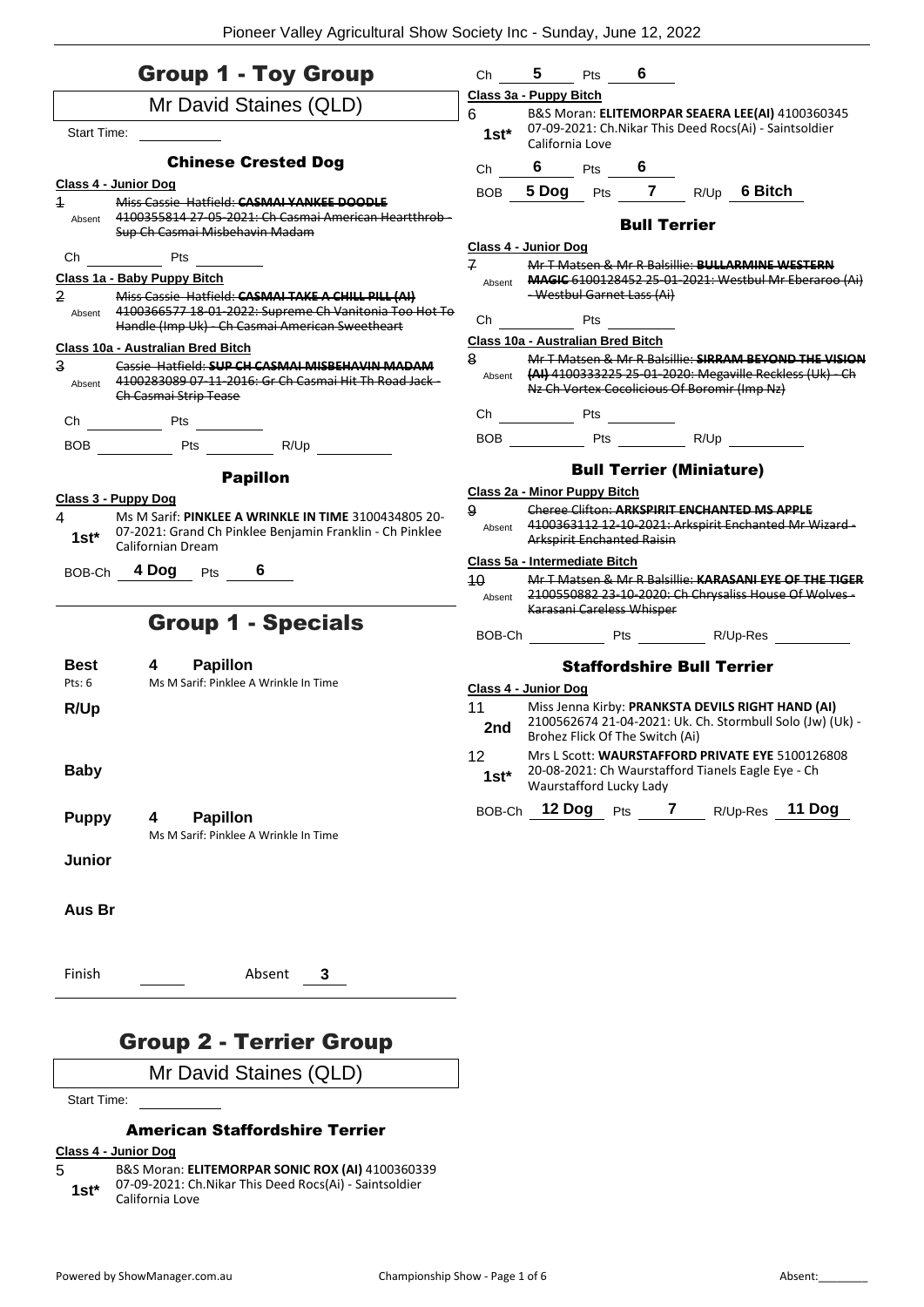# Group 1 - Toy Group

Mr David Staines (QLD)

Start Time:

### Chinese Crested Dog

**Class 4 - Junior Dog**

1 Absent ~~Miss Cassie Hatfield: **CASMAI YANKEE DOODLE** 4100355814 27-05-2021: Ch Casmai American Heartthrob - Sup Ch Casmai Misbehavin Madam~~

Ch Pts

**Class 1a - Baby Puppy Bitch**

2 Absent ~~Miss Cassie Hatfield: **CASMAI TAKE A CHILL PILL (AI)** 4100366577 18-01-2022: Supreme Ch Vanitonia Too Hot To Handle (Imp Uk) - Ch Casmai American Sweetheart~~

**Class 10a - Australian Bred Bitch**

3 Absent ~~Cassie Hatfield: **SUP CH CASMAI MISBEHAVIN MADAM** 4100283089 07-11-2016: Gr Ch Casmai Hit Th Road Jack - Ch Casmai Strip Tease~~

Ch Pts

BOB Pts R/Up

### Papillon

**Class 3 - Puppy Dog**

4 1st* Ms M Sarif: **PINKLEE A WRINKLE IN TIME** 3100434805 20-07-2021: Grand Ch Pinklee Benjamin Franklin - Ch Pinklee Californian Dream

BOB-Ch 4 Dog Pts 6

# Group 1 - Specials

| | | |
|---|---|---|
| **Best** Pts: 6 | 4 | **Papillon** Ms M Sarif: Pinklee A Wrinkle In Time |
| **R/Up** | | |
| **Baby** | | |
| **Puppy** | 4 | **Papillon** Ms M Sarif: Pinklee A Wrinkle In Time |
| **Junior** | | |
| **Aus Br** | | |

Finish Absent 3

# Group 2 - Terrier Group

Mr David Staines (QLD)

Start Time:

### American Staffordshire Terrier

**Class 4 - Junior Dog**

5 1st* B&S Moran: **ELITEMORPAR SONIC ROX (AI)** 4100360339 07-09-2021: Ch.Nikar This Deed Rocs(Ai) - Saintsoldier California Love

Ch 5 Pts 6

**Class 3a - Puppy Bitch**

6 1st* B&S Moran: **ELITEMORPAR SEAERA LEE(AI)** 4100360345 07-09-2021: Ch.Nikar This Deed Rocs(Ai) - Saintsoldier California Love

Ch 6 Pts 6

BOB 5 Dog Pts 7 R/Up 6 Bitch

### Bull Terrier

**Class 4 - Junior Dog**

7 Absent ~~Mr T Matsen & Mr R Balsillie: **BULLARMINE WESTERN MAGIC** 6100128452 25-01-2021: Westbul Mr Eberaroo (Ai) - Westbul Garnet Lass (Ai)~~

Ch Pts

**Class 10a - Australian Bred Bitch**

8 Absent ~~Mr T Matsen & Mr R Balsillie: **SIRRAM BEYOND THE VISION (AI)** 4100333225 25-01-2020: Megaville Reckless (Uk) - Ch Nz Ch Vortex Cocolicious Of Boromir (Imp Nz)~~

Ch Pts

BOB Pts R/Up

### Bull Terrier (Miniature)

**Class 2a - Minor Puppy Bitch**

9 Absent ~~Cheree Clifton: **ARKSPIRIT ENCHANTED MS APPLE** 4100363112 12-10-2021: Arkspirit Enchanted Mr Wizard - Arkspirit Enchanted Raisin~~

**Class 5a - Intermediate Bitch**

10 Absent ~~Mr T Matsen & Mr R Balsillie: **KARASANI EYE OF THE TIGER** 2100550882 23-10-2020: Ch Chrysaliss House Of Wolves - Karasani Careless Whisper~~

BOB-Ch Pts R/Up-Res

### Staffordshire Bull Terrier

**Class 4 - Junior Dog**

11 2nd Miss Jenna Kirby: **PRANKSTA DEVILS RIGHT HAND (AI)** 2100562674 21-04-2021: Uk. Ch. Stormbull Solo (Jw) (Uk) - Brohez Flick Of The Switch (Ai)

12 1st* Mrs L Scott: **WAURSTAFFORD PRIVATE EYE** 5100126808 20-08-2021: Ch Waurstafford Tianels Eagle Eye - Ch Waurstafford Lucky Lady

BOB-Ch 12 Dog Pts 7 R/Up-Res 11 Dog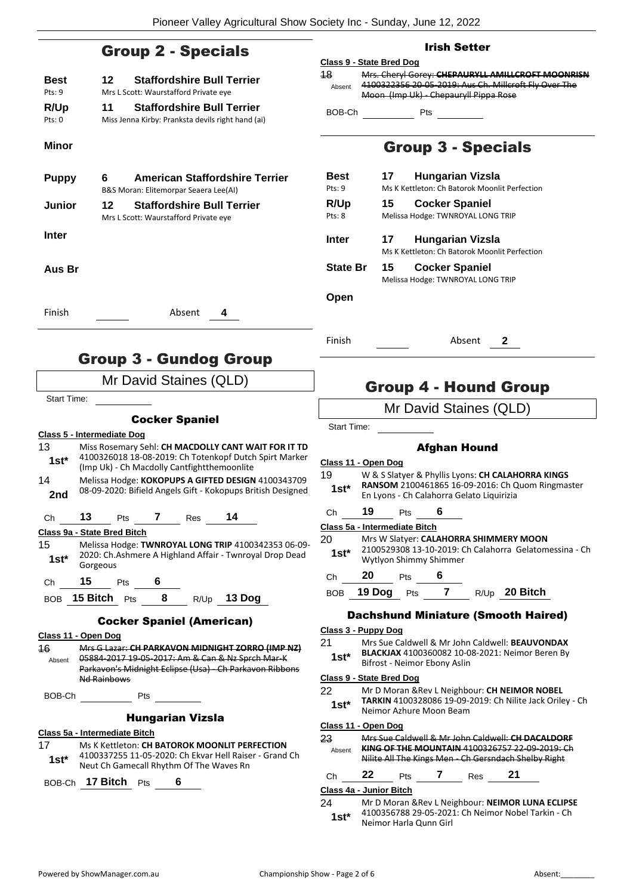## Group 2 - Specials

**Best** 12 **Staffordshire Bull Terrier**
Pts: 9 — Mrs L Scott: Waurstafford Private eye

**R/Up** 11 **Staffordshire Bull Terrier**
Pts: 0 — Miss Jenna Kirby: Pranksta devils right hand (ai)

**Minor**

**Puppy** 6 **American Staffordshire Terrier**
B&S Moran: Elitemorpar Seaera Lee(AI)

**Junior** 12 **Staffordshire Bull Terrier**
Mrs L Scott: Waurstafford Private eye

**Inter**

**Aus Br**

Finish ______ Absent **4**

# Group 3 - Gundog Group

Mr David Staines (QLD)

Start Time: ______

### Cocker Spaniel

**Class 5 - Intermediate Dog**

13 — **1st*** — Miss Rosemary Sehl: **CH MACDOLLY CANT WAIT FOR IT TD** 4100326018 18-08-2019: Ch Totenkopf Dutch Spirt Marker (Imp Uk) - Ch Macdolly Cantfightthemoonlite

14 — **2nd** — Melissa Hodge: **KOKOPUPS A GIFTED DESIGN** 4100343709 08-09-2020: Bifield Angels Gift - Kokopups British Designed

Ch **13** Pts **7** Res **14**

**Class 9a - State Bred Bitch**

15 — **1st*** — Melissa Hodge: **TWNROYAL LONG TRIP** 4100342353 06-09-2020: Ch.Ashmere A Highland Affair - Twnroyal Drop Dead Gorgeous

Ch **15** Pts **6**

BOB **15 Bitch** Pts **8** R/Up **13 Dog**

### Cocker Spaniel (American)

**Class 11 - Open Dog**

~~16~~ — Absent — ~~Mrs G Lazar: **CH PARKAVON MIDNIGHT ZORRO (IMP NZ)** 05884-2017 19-05-2017: Am & Can & Nz Sprch Mar-K Parkavon's Midnight Eclipse (Usa) - Ch Parkavon Ribbons Nd Rainbows~~

BOB-Ch ______ Pts ______

### Hungarian Vizsla

**Class 5a - Intermediate Bitch**

17 — **1st*** — Ms K Kettleton: **CH BATOROK MOONLIT PERFECTION** 4100337255 11-05-2020: Ch Ekvar Hell Raiser - Grand Ch Neut Ch Gamecall Rhythm Of The Waves Rn

BOB-Ch **17 Bitch** Pts **6**

### Irish Setter

**Class 9 - State Bred Dog**

~~18~~ — Absent — ~~Mrs. Cheryl Gorey: **CHEPAURYLL AMILLCROFT MOONRISN** 4100322356 20-05-2019: Aus Ch. Millcroft Fly Over The Moon (Imp Uk) - Chepauryll Pippa Rose~~

BOB-Ch ______ Pts ______

## Group 3 - Specials

**Best** 17 **Hungarian Vizsla**
Pts: 9 — Ms K Kettleton: Ch Batorok Moonlit Perfection

**R/Up** 15 **Cocker Spaniel**
Pts: 8 — Melissa Hodge: TWNROYAL LONG TRIP

**Inter** 17 **Hungarian Vizsla**
Ms K Kettleton: Ch Batorok Moonlit Perfection

**State Br** 15 **Cocker Spaniel**
Melissa Hodge: TWNROYAL LONG TRIP

**Open**

Finish ______ Absent **2**

# Group 4 - Hound Group

Mr David Staines (QLD)

Start Time: ______

### Afghan Hound

**Class 11 - Open Dog**

19 — **1st*** — W & S Slatyer & Phyllis Lyons: **CH CALAHORRA KINGS RANSOM** 2100461865 16-09-2016: Ch Quom Ringmaster En Lyons - Ch Calahorra Gelato Liquirizia

Ch **19** Pts **6**

**Class 5a - Intermediate Bitch**

20 — **1st*** — Mrs W Slatyer: **CALAHORRA SHIMMERY MOON** 2100529308 13-10-2019: Ch Calahorra Gelatomessina - Ch Wytlyon Shimmy Shimmer

Ch **20** Pts **6**

BOB **19 Dog** Pts **7** R/Up **20 Bitch**

### Dachshund Miniature (Smooth Haired)

**Class 3 - Puppy Dog**

21 — **1st*** — Mrs Sue Caldwell & Mr John Caldwell: **BEAUVONDAX BLACKJAX** 4100360082 10-08-2021: Neimor Beren By Bifrost - Neimor Ebony Aslin

**Class 9 - State Bred Dog**

22 — **1st*** — Mr D Moran & Rev L Neighbour: **CH NEIMOR NOBEL TARKIN** 4100328086 19-09-2019: Ch Nilite Jack Oriley - Ch Neimor Azhure Moon Beam

**Class 11 - Open Dog**

~~23~~ — Absent — ~~Mrs Sue Caldwell & Mr John Caldwell: **CH DACALDORF KING OF THE MOUNTAIN** 4100326757 22-09-2019: Ch Nilite All The Kings Men - Ch Gersndach Shelby Right~~

Ch **22** Pts **7** Res **21**

**Class 4a - Junior Bitch**

24 — **1st*** — Mr D Moran &Rev L Neighbour: **NEIMOR LUNA ECLIPSE** 4100356788 29-05-2021: Ch Neimor Nobel Tarkin - Ch Neimor Harla Qunn Girl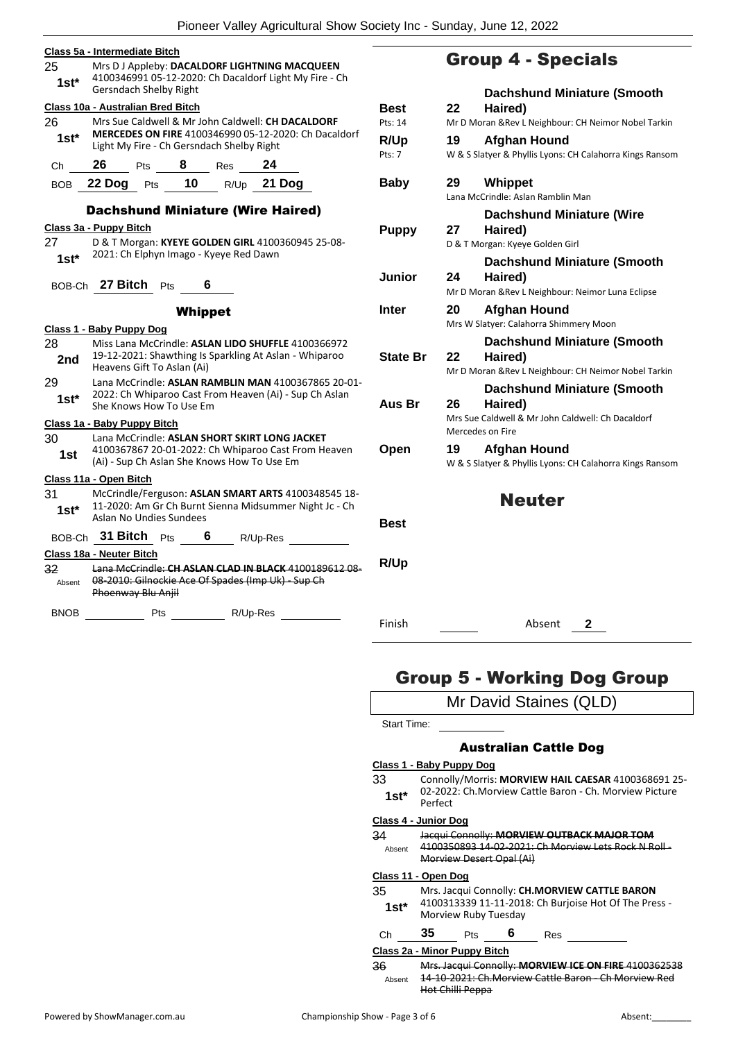**Class 5a - Intermediate Bitch**

25 — **1st*** — Mrs D J Appleby: **DACALDORF LIGHTNING MACQUEEN** 4100346991 05-12-2020: Ch Dacaldorf Light My Fire - Ch Gersndach Shelby Right

**Class 10a - Australian Bred Bitch**

26 — **1st*** — Mrs Sue Caldwell & Mr John Caldwell: **CH DACALDORF MERCEDES ON FIRE** 4100346990 05-12-2020: Ch Dacaldorf Light My Fire - Ch Gersndach Shelby Right

Ch **26** Pts **8** Res **24**

BOB **22 Dog** Pts **10** R/Up **21 Dog**

### Dachshund Miniature (Wire Haired)

**Class 3a - Puppy Bitch**

27 — **1st*** — D & T Morgan: **KYEYE GOLDEN GIRL** 4100360945 25-08-2021: Ch Elphyn Imago - Kyeye Red Dawn

BOB-Ch **27 Bitch** Pts **6**

### Whippet

**Class 1 - Baby Puppy Dog**

28 — **2nd** — Miss Lana McCrindle: **ASLAN LIDO SHUFFLE** 4100366972 19-12-2021: Shawthing Is Sparkling At Aslan - Whiparoo Heavens Gift To Aslan (Ai)

29 — **1st*** — Lana McCrindle: **ASLAN RAMBLIN MAN** 4100367865 20-01-2022: Ch Whiparoo Cast From Heaven (Ai) - Sup Ch Aslan She Knows How To Use Em

**Class 1a - Baby Puppy Bitch**

30 — **1st** — Lana McCrindle: **ASLAN SHORT SKIRT LONG JACKET** 4100367867 20-01-2022: Ch Whiparoo Cast From Heaven (Ai) - Sup Ch Aslan She Knows How To Use Em

**Class 11a - Open Bitch**

31 — **1st*** — McCrindle/Ferguson: **ASLAN SMART ARTS** 4100348545 18-11-2020: Am Gr Ch Burnt Sienna Midsummer Night Jc - Ch Aslan No Undies Sundees

BOB-Ch **31 Bitch** Pts **6** R/Up-Res

**Class 18a - Neuter Bitch**

32 — Absent — ~~Lana McCrindle: **CH ASLAN CLAD IN BLACK** 4100189612 08-08-2010: Gilnockie Ace Of Spades (Imp Uk) - Sup Ch Phoenway Blu Anjil~~

BNOB Pts R/Up-Res

## Group 4 - Specials

| Award | No. | Breed / Exhibitor |
|---|---|---|
| Best (Pts: 14) | 22 | **Dachshund Miniature (Smooth Haired)** — Mr D Moran &Rev L Neighbour: CH Neimor Nobel Tarkin |
| R/Up (Pts: 7) | 19 | **Afghan Hound** — W & S Slatyer & Phyllis Lyons: CH Calahorra Kings Ransom |
| Baby | 29 | **Whippet** — Lana McCrindle: Aslan Ramblin Man |
| Puppy | 27 | **Dachshund Miniature (Wire Haired)** — D & T Morgan: Kyeye Golden Girl |
| Junior | 24 | **Dachshund Miniature (Smooth Haired)** — Mr D Moran &Rev L Neighbour: Neimor Luna Eclipse |
| Inter | 20 | **Afghan Hound** — Mrs W Slatyer: Calahorra Shimmery Moon |
| State Br | 22 | **Dachshund Miniature (Smooth Haired)** — Mr D Moran &Rev L Neighbour: CH Neimor Nobel Tarkin |
| Aus Br | 26 | **Dachshund Miniature (Smooth Haired)** — Mrs Sue Caldwell & Mr John Caldwell: Ch Dacaldorf Mercedes on Fire |
| Open | 19 | **Afghan Hound** — W & S Slatyer & Phyllis Lyons: CH Calahorra Kings Ransom |

## Neuter

Best

R/Up

Finish Absent **2**

## Group 5 - Working Dog Group

Mr David Staines (QLD)

Start Time:

### Australian Cattle Dog

**Class 1 - Baby Puppy Dog**

33 — **1st*** — Connolly/Morris: **MORVIEW HAIL CAESAR** 4100368691 25-02-2022: Ch.Morview Cattle Baron - Ch. Morview Picture Perfect

**Class 4 - Junior Dog**

34 — Absent — ~~Jacqui Connolly: **MORVIEW OUTBACK MAJOR TOM** 4100350893 14-02-2021: Ch Morview Lets Rock N Roll - Morview Desert Opal (Ai)~~

**Class 11 - Open Dog**

35 — **1st*** — Mrs. Jacqui Connolly: **CH.MORVIEW CATTLE BARON** 4100313339 11-11-2018: Ch Burjoise Hot Of The Press - Morview Ruby Tuesday

Ch **35** Pts **6** Res

**Class 2a - Minor Puppy Bitch**

36 — Absent — ~~Mrs. Jacqui Connolly: **MORVIEW ICE ON FIRE** 4100362538 14-10-2021: Ch.Morview Cattle Baron - Ch Morview Red Hot Chilli Peppa~~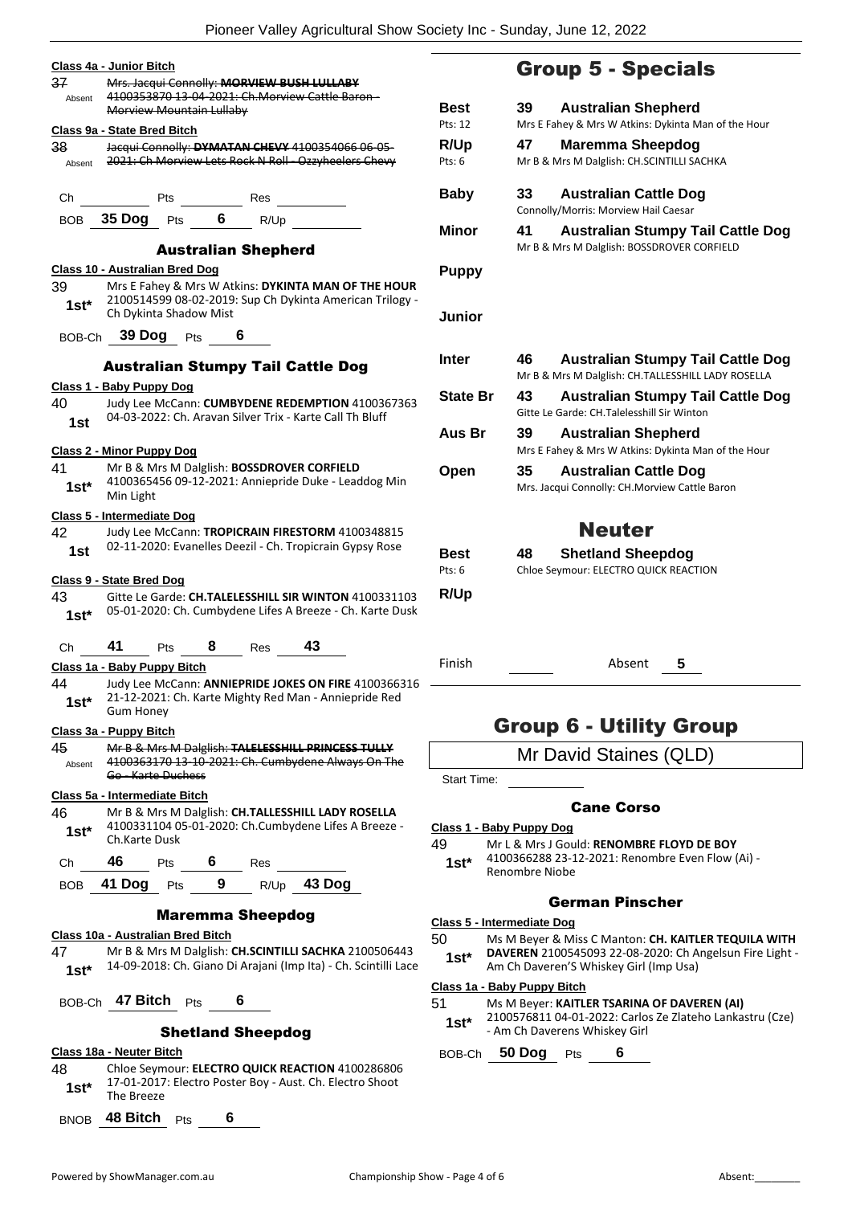**Class 4a - Junior Bitch**

37 Absent ~~Mrs. Jacqui Connolly: **MORVIEW BUSH LULLABY** 4100353870 13-04-2021: Ch.Morview Cattle Baron - Morview Mountain Lullaby~~

**Class 9a - State Bred Bitch**

38 Absent ~~Jacqui Connolly: **DYMATAN CHEVY** 4100354066 06-05-2021: Ch Morview Lets Rock N Roll - Ozzyheelers Chevy~~

Ch ______ Pts ______ Res ______

BOB **35 Dog** Pts **6** R/Up ______

### Australian Shepherd

**Class 10 - Australian Bred Dog**

39 1st* Mrs E Fahey & Mrs W Atkins: **DYKINTA MAN OF THE HOUR** 2100514599 08-02-2019: Sup Ch Dykinta American Trilogy - Ch Dykinta Shadow Mist

BOB-Ch **39 Dog** Pts **6**

### Australian Stumpy Tail Cattle Dog

**Class 1 - Baby Puppy Dog**

40 1st Judy Lee McCann: **CUMBYDENE REDEMPTION** 4100367363 04-03-2022: Ch. Aravan Silver Trix - Karte Call Th Bluff

**Class 2 - Minor Puppy Dog**

41 1st* Mr B & Mrs M Dalglish: **BOSSDROVER CORFIELD** 4100365456 09-12-2021: Anniepride Duke - Leaddog Min Min Light

**Class 5 - Intermediate Dog**

42 1st Judy Lee McCann: **TROPICRAIN FIRESTORM** 4100348815 02-11-2020: Evanelles Deezil - Ch. Tropicrain Gypsy Rose

**Class 9 - State Bred Dog**

43 1st* Gitte Le Garde: **CH.TALELESSHILL SIR WINTON** 4100331103 05-01-2020: Ch. Cumbydene Lifes A Breeze - Ch. Karte Dusk

Ch **41** Pts **8** Res **43**

**Class 1a - Baby Puppy Bitch**

44 1st* Judy Lee McCann: **ANNIEPRIDE JOKES ON FIRE** 4100366316 21-12-2021: Ch. Karte Mighty Red Man - Anniepride Red Gum Honey

**Class 3a - Puppy Bitch**

45 Absent ~~Mr B & Mrs M Dalglish: **TALESLESSHILL PRINCESS TULLY** 4100363170 13-10-2021: Ch. Cumbydene Always On The Go - Karte Duchess~~

**Class 5a - Intermediate Bitch**

46 1st* Mr B & Mrs M Dalglish: **CH.TALLESSHILL LADY ROSELLA** 4100331104 05-01-2020: Ch.Cumbydene Lifes A Breeze - Ch.Karte Dusk

Ch **46** Pts **6** Res ______

BOB **41 Dog** Pts **9** R/Up **43 Dog**

### Maremma Sheepdog

**Class 10a - Australian Bred Bitch**

47 1st* Mr B & Mrs M Dalglish: **CH.SCINTILLI SACHKA** 2100506443 14-09-2018: Ch. Giano Di Arajani (Imp Ita) - Ch. Scintilli Lace

BOB-Ch **47 Bitch** Pts **6**

### Shetland Sheepdog

**Class 18a - Neuter Bitch**

48 1st* Chloe Seymour: **ELECTRO QUICK REACTION** 4100286806 17-01-2017: Electro Poster Boy - Aust. Ch. Electro Shoot The Breeze

BNOB **48 Bitch** Pts **6**

## Group 5 - Specials

| | | | |
|---|---|---|---|
| **Best** Pts: 12 | **39** | **Australian Shepherd** | Mrs E Fahey & Mrs W Atkins: Dykinta Man of the Hour |
| **R/Up** Pts: 6 | **47** | **Maremma Sheepdog** | Mr B & Mrs M Dalglish: CH.SCINTILLI SACHKA |
| **Baby** | **33** | **Australian Cattle Dog** | Connolly/Morris: Morview Hail Caesar |
| **Minor** | **41** | **Australian Stumpy Tail Cattle Dog** | Mr B & Mrs M Dalglish: BOSSDROVER CORFIELD |
| **Puppy** | | | |
| **Junior** | | | |
| **Inter** | **46** | **Australian Stumpy Tail Cattle Dog** | Mr B & Mrs M Dalglish: CH.TALLESSHILL LADY ROSELLA |
| **State Br** | **43** | **Australian Stumpy Tail Cattle Dog** | Gitte Le Garde: CH.Talelesshill Sir Winton |
| **Aus Br** | **39** | **Australian Shepherd** | Mrs E Fahey & Mrs W Atkins: Dykinta Man of the Hour |
| **Open** | **35** | **Australian Cattle Dog** | Mrs. Jacqui Connolly: CH.Morview Cattle Baron |

## Neuter

| | | | |
|---|---|---|---|
| **Best** Pts: 6 | **48** | **Shetland Sheepdog** | Chloe Seymour: ELECTRO QUICK REACTION |
| **R/Up** | | | |

Finish ______ Absent **5**

## Group 6 - Utility Group

Mr David Staines (QLD)

Start Time: ______

### Cane Corso

**Class 1 - Baby Puppy Dog**

49 1st* Mr L & Mrs J Gould: **RENOMBRE FLOYD DE BOY** 4100366288 23-12-2021: Renombre Even Flow (Ai) - Renombre Niobe

### German Pinscher

**Class 5 - Intermediate Dog**

50 1st* Ms M Beyer & Miss C Manton: **CH. KAITLER TEQUILA WITH DAVEREN** 2100545093 22-08-2020: Ch Angelsun Fire Light - Am Ch Daveren'S Whiskey Girl (Imp Usa)

**Class 1a - Baby Puppy Bitch**

51 1st* Ms M Beyer: **KAITLER TSARINA OF DAVEREN (AI)** 2100576811 04-01-2022: Carlos Ze Zlateho Lankastru (Cze) - Am Ch Daverens Whiskey Girl

BOB-Ch **50 Dog** Pts **6**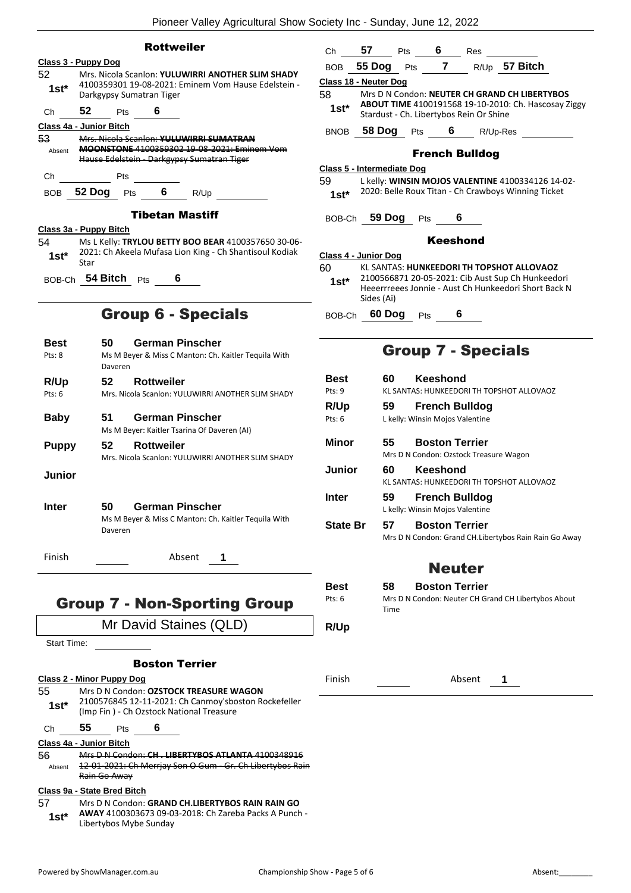### Rottweiler

**Class 3 - Puppy Dog**

52 1st* Mrs. Nicola Scanlon: **YULUWIRRI ANOTHER SLIM SHADY** 4100359301 19-08-2021: Eminem Vom Hause Edelstein - Darkgypsy Sumatran Tiger

Ch 52 Pts 6

**Class 4a - Junior Bitch**

53 Absent ~~Mrs. Nicola Scanlon: **YULUWIRRI SUMATRAN MOONSTONE** 4100359302 19-08-2021: Eminem Vom Hause Edelstein - Darkgypsy Sumatran Tiger~~

Ch Pts

BOB 52 Dog Pts 6 R/Up

### Tibetan Mastiff

**Class 3a - Puppy Bitch**

54 1st* Ms L Kelly: **TRYLOU BETTY BOO BEAR** 4100357650 30-06-2021: Ch Akeela Mufasa Lion King - Ch Shantisoul Kodiak Star

BOB-Ch 54 Bitch Pts 6

## Group 6 - Specials

| | | |
|---|---|---|
| **Best** Pts: 8 | 50 | **German Pinscher** Ms M Beyer & Miss C Manton: Ch. Kaitler Tequila With Daveren |
| **R/Up** Pts: 6 | 52 | **Rottweiler** Mrs. Nicola Scanlon: YULUWIRRI ANOTHER SLIM SHADY |
| **Baby** | 51 | **German Pinscher** Ms M Beyer: Kaitler Tsarina Of Daveren (AI) |
| **Puppy** | 52 | **Rottweiler** Mrs. Nicola Scanlon: YULUWIRRI ANOTHER SLIM SHADY |
| **Junior** | | |
| **Inter** | 50 | **German Pinscher** Ms M Beyer & Miss C Manton: Ch. Kaitler Tequila With Daveren |

Finish Absent 1

## Group 7 - Non-Sporting Group

Mr David Staines (QLD)

Start Time:

### Boston Terrier

**Class 2 - Minor Puppy Dog**

55 1st* Mrs D N Condon: **OZSTOCK TREASURE WAGON** 2100576845 12-11-2021: Ch Canmoy'sboston Rockefeller (Imp Fin ) - Ch Ozstock National Treasure

Ch 55 Pts 6

**Class 4a - Junior Bitch**

56 Absent ~~Mrs D N Condon: **CH . LIBERTYBOS ATLANTA** 4100348916 12-01-2021: Ch Merrjay Son O Gum - Gr. Ch Libertybos Rain Rain Go Away~~

**Class 9a - State Bred Bitch**

57 1st* Mrs D N Condon: **GRAND CH.LIBERTYBOS RAIN RAIN GO AWAY** 4100303673 09-03-2018: Ch Zareba Packs A Punch - Libertybos Mybe Sunday

Ch 57 Pts 6 Res

BOB 55 Dog Pts 7 R/Up 57 Bitch

**Class 18 - Neuter Dog**

58 1st* Mrs D N Condon: **NEUTER CH GRAND CH LIBERTYBOS ABOUT TIME** 4100191568 19-10-2010: Ch. Hascosay Ziggy Stardust - Ch. Libertybos Rein Or Shine

BNOB 58 Dog Pts 6 R/Up-Res

### French Bulldog

**Class 5 - Intermediate Dog**

59 1st* L kelly: **WINSIN MOJOS VALENTINE** 4100334126 14-02-2020: Belle Roux Titan - Ch Crawboys Winning Ticket

BOB-Ch 59 Dog Pts 6

### Keeshond

**Class 4 - Junior Dog**

60 1st* KL SANTAS: **HUNKEEDORI TH TOPSHOT ALLOVAOZ** 2100566871 20-05-2021: Cib Aust Sup Ch Hunkeedori Heeerrreees Jonnie - Aust Ch Hunkeedori Short Back N Sides (Ai)

BOB-Ch 60 Dog Pts 6

## Group 7 - Specials

| | | |
|---|---|---|
| **Best** Pts: 9 | 60 | **Keeshond** KL SANTAS: HUNKEEDORI TH TOPSHOT ALLOVAOZ |
| **R/Up** Pts: 6 | 59 | **French Bulldog** L kelly: Winsin Mojos Valentine |
| **Minor** | 55 | **Boston Terrier** Mrs D N Condon: Ozstock Treasure Wagon |
| **Junior** | 60 | **Keeshond** KL SANTAS: HUNKEEDORI TH TOPSHOT ALLOVAOZ |
| **Inter** | 59 | **French Bulldog** L kelly: Winsin Mojos Valentine |
| **State Br** | 57 | **Boston Terrier** Mrs D N Condon: Grand CH.Libertybos Rain Rain Go Away |

## Neuter

| | | |
|---|---|---|
| **Best** Pts: 6 | 58 | **Boston Terrier** Mrs D N Condon: Neuter CH Grand CH Libertybos About Time |
| **R/Up** | | |

Finish Absent 1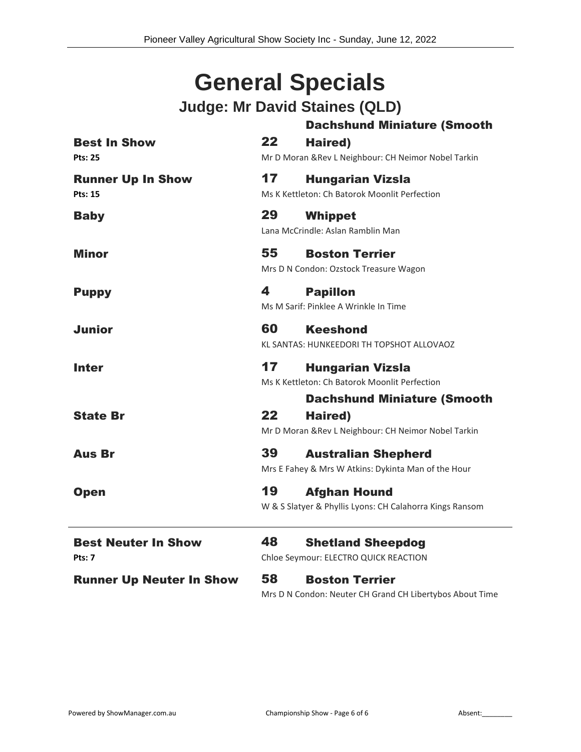# General Specials

## Judge: Mr David Staines (QLD)

**Best In Show**
Pts: 25

**22 Dachshund Miniature (Smooth Haired)**
Mr D Moran &Rev L Neighbour: CH Neimor Nobel Tarkin

**Runner Up In Show**
Pts: 15

**17 Hungarian Vizsla**
Ms K Kettleton: Ch Batorok Moonlit Perfection

**Baby**

**29 Whippet**
Lana McCrindle: Aslan Ramblin Man

**Minor**

**55 Boston Terrier**
Mrs D N Condon: Ozstock Treasure Wagon

**Puppy**

**4 Papillon**
Ms M Sarif: Pinklee A Wrinkle In Time

**Junior**

**60 Keeshond**
KL SANTAS: HUNKEEDORI TH TOPSHOT ALLOVAOZ

**Inter**

**17 Hungarian Vizsla**
Ms K Kettleton: Ch Batorok Moonlit Perfection

**State Br**

**22 Dachshund Miniature (Smooth Haired)**
Mr D Moran &Rev L Neighbour: CH Neimor Nobel Tarkin

**Aus Br**

**39 Australian Shepherd**
Mrs E Fahey & Mrs W Atkins: Dykinta Man of the Hour

**Open**

**19 Afghan Hound**
W & S Slatyer & Phyllis Lyons: CH Calahorra Kings Ransom

---

**Best Neuter In Show**
Pts: 7

**48 Shetland Sheepdog**
Chloe Seymour: ELECTRO QUICK REACTION

**Runner Up Neuter In Show**

**58 Boston Terrier**
Mrs D N Condon: Neuter CH Grand CH Libertybos About Time